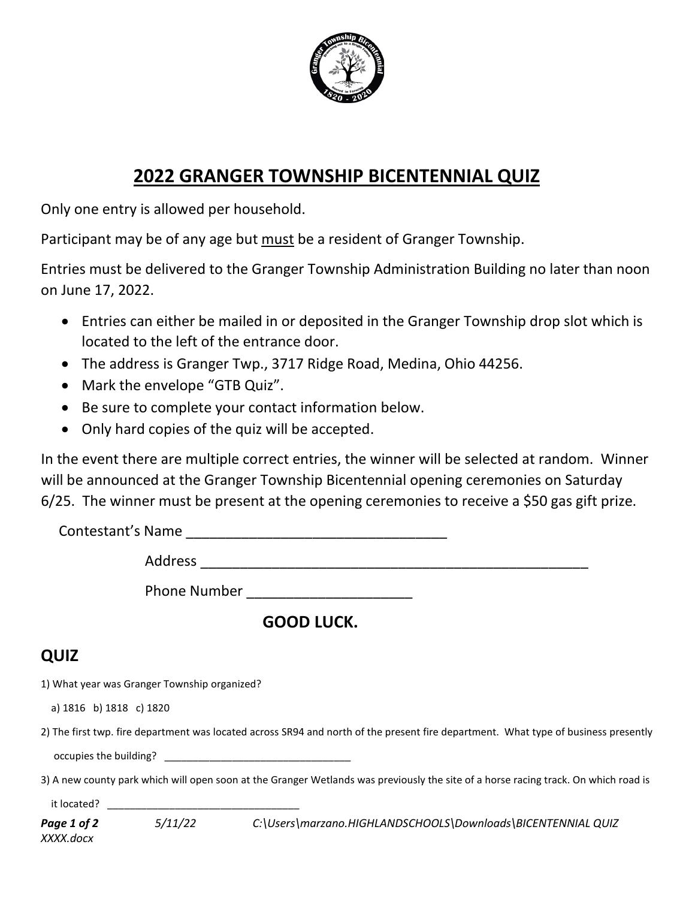# 2022 GRANGER TOWNSHIP BICENTENNIAL QUIZ

Only one entry is allowed per household.

Participant may be of any age but must be a resident of Granger Township.

Entries must be delivered to the Granger Township Administration Building no later than noon on June 17, 2022.

- Entries can either be mailed in or deposited in the Granger Township drop slot which is located to the left of the entrance door.
- The address is Granger Twp., 3717 Ridge Road, Medina, Ohio 44256.
- Mark the envelope "GTB Quiz".
- Be sure to complete your contact information below.
- Only hard copies of the quiz will be accepted.

In the event there are multiple correct entries, the winner will be selected at random. Winner will be announced at the Granger Township Bicentennial opening ceremonies on Saturday 6/25. The winner must be present at the opening ceremonies to receive a $50 gas gift prize.

Contestant's Name ________________________________

Address __________________________________________________

Phone Number ____________________

**GOOD LUCK.**

## QUIZ

1) What year was Granger Township organized?

a) 1816 b) 1818 c) 1820

2) The first twp. fire department was located across SR94 and north of the present fire department. What type of business presently occupies the building? ________________________________

3) A new county park which will open soon at the Granger Wetlands was previously the site of a horse racing track. On which road is it located? ________________________________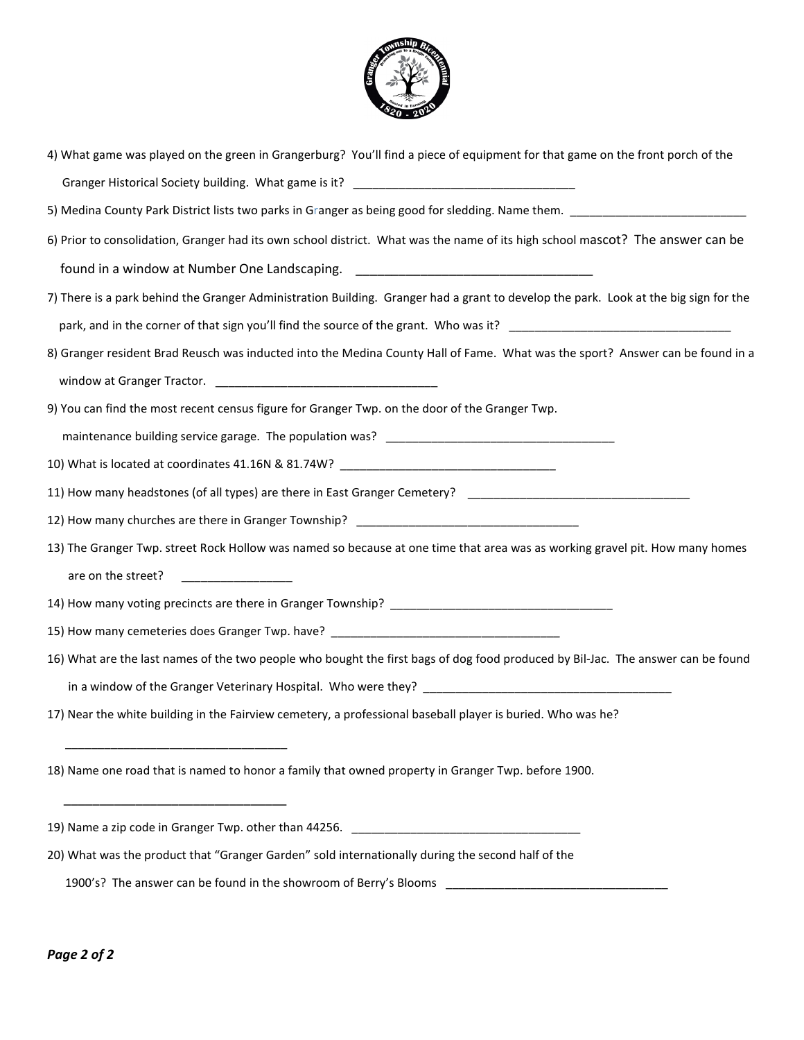4) What game was played on the green in Grangerburg? You'll find a piece of equipment for that game on the front porch of the Granger Historical Society building. What game is it? ___________________________________

5) Medina County Park District lists two parks in Granger as being good for sledding. Name them. ___________________________

6) Prior to consolidation, Granger had its own school district. What was the name of its high school mascot? The answer can be found in a window at Number One Landscaping. ___________________________________

7) There is a park behind the Granger Administration Building. Granger had a grant to develop the park. Look at the big sign for the park, and in the corner of that sign you'll find the source of the grant. Who was it? ___________________________________

8) Granger resident Brad Reusch was inducted into the Medina County Hall of Fame. What was the sport? Answer can be found in a window at Granger Tractor. ___________________________________

9) You can find the most recent census figure for Granger Twp. on the door of the Granger Twp. maintenance building service garage. The population was? ___________________________________

10) What is located at coordinates 41.16N & 81.74W? _________________________________

11) How many headstones (of all types) are there in East Granger Cemetery? ___________________________________

12) How many churches are there in Granger Township? ___________________________________

13) The Granger Twp. street Rock Hollow was named so because at one time that area was as working gravel pit. How many homes are on the street? _________________

14) How many voting precincts are there in Granger Township? ___________________________________

15) How many cemeteries does Granger Twp. have? ___________________________________

16) What are the last names of the two people who bought the first bags of dog food produced by Bil-Jac. The answer can be found in a window of the Granger Veterinary Hospital. Who were they? ______________________________________

17) Near the white building in the Fairview cemetery, a professional baseball player is buried. Who was he?

___________________________________

18) Name one road that is named to honor a family that owned property in Granger Twp. before 1900.

___________________________________

19) Name a zip code in Granger Twp. other than 44256. ___________________________________

20) What was the product that "Granger Garden" sold internationally during the second half of the 1900's? The answer can be found in the showroom of Berry's Blooms ___________________________________